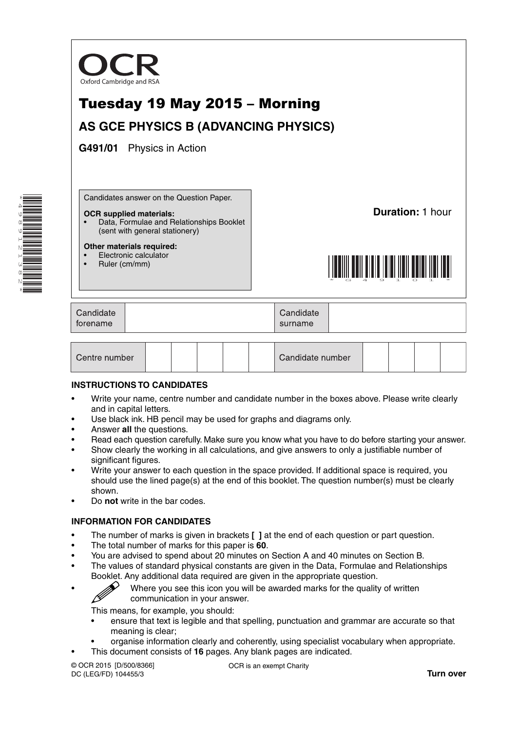OCR

Oxford Cambridge and RSA

# Tuesday 19 May 2015 – Morning

## AS GCE PHYSICS B (ADVANCING PHYSICS)

**G491/01** Physics in Action

Candidates answer on the Question Paper.

**OCR supplied materials:**
- Data, Formulae and Relationships Booklet (sent with general stationery)

**Other materials required:**
- Electronic calculator
- Ruler (cm/mm)

**Duration:** 1 hour

| Candidate forename | | Candidate surname | |
|---|---|---|---|

| Centre number | | | | | | Candidate number | | | | |
|---|---|---|---|---|---|---|---|---|---|---|

### INSTRUCTIONS TO CANDIDATES

- Write your name, centre number and candidate number in the boxes above. Please write clearly and in capital letters.
- Use black ink. HB pencil may be used for graphs and diagrams only.
- Answer **all** the questions.
- Read each question carefully. Make sure you know what you have to do before starting your answer.
- Show clearly the working in all calculations, and give answers to only a justifiable number of significant figures.
- Write your answer to each question in the space provided. If additional space is required, you should use the lined page(s) at the end of this booklet. The question number(s) must be clearly shown.
- Do **not** write in the bar codes.

### INFORMATION FOR CANDIDATES

- The number of marks is given in brackets **[ ]** at the end of each question or part question.
- The total number of marks for this paper is **60**.
- You are advised to spend about 20 minutes on Section A and 40 minutes on Section B.
- The values of standard physical constants are given in the Data, Formulae and Relationships Booklet. Any additional data required are given in the appropriate question.
- Where you see this icon you will be awarded marks for the quality of written communication in your answer.

  This means, for example, you should:
  - ensure that text is legible and that spelling, punctuation and grammar are accurate so that meaning is clear;
  - organise information clearly and coherently, using specialist vocabulary when appropriate.
- This document consists of **16** pages. Any blank pages are indicated.

© OCR 2015 [D/500/8366]
DC (LEG/FD) 104455/3

OCR is an exempt Charity

**Turn over**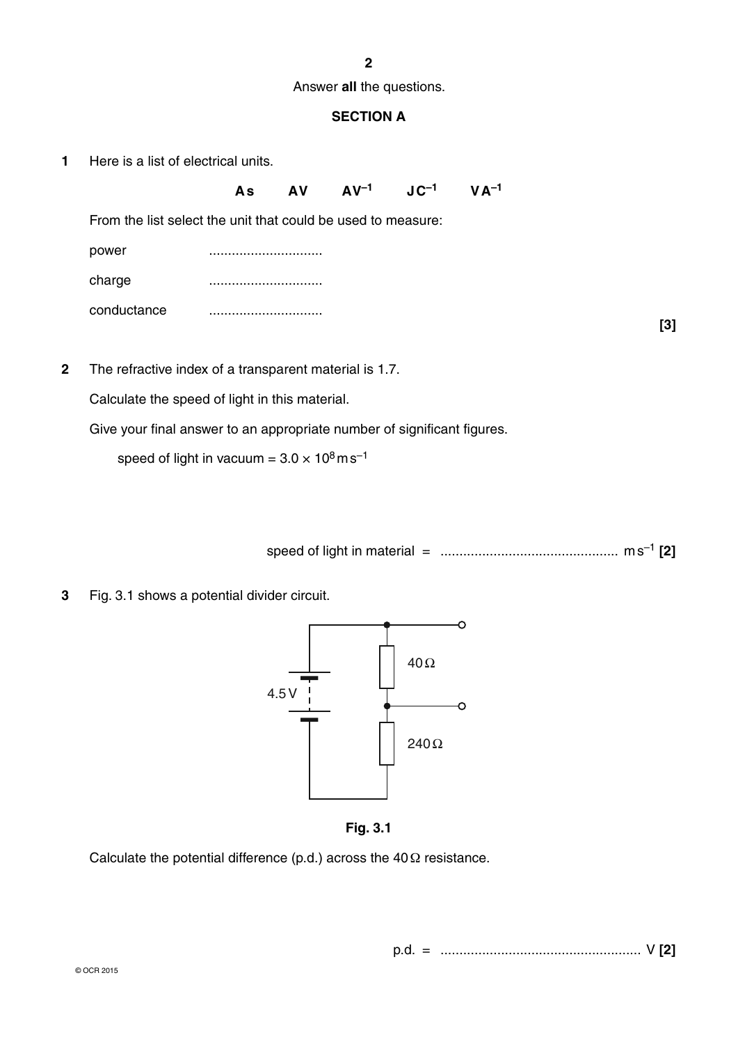Answer **all** the questions.

## SECTION A

**1** Here is a list of electrical units.

**A s** **A V** **A V$^{-1}$** **J C$^{-1}$** **V A$^{-1}$**

From the list select the unit that could be used to measure:

power .............................

charge .............................

conductance ............................. **[3]**

**2** The refractive index of a transparent material is 1.7.

Calculate the speed of light in this material.

Give your final answer to an appropriate number of significant figures.

speed of light in vacuum = $3.0 \times 10^8\,\text{m s}^{-1}$

speed of light in material = .............................................. m s$^{-1}$ **[2]**

**3** Fig. 3.1 shows a potential divider circuit.

4.5 V, 40 Ω, 240 Ω

**Fig. 3.1**

Calculate the potential difference (p.d.) across the 40 Ω resistance.

p.d. = .................................................... V **[2]**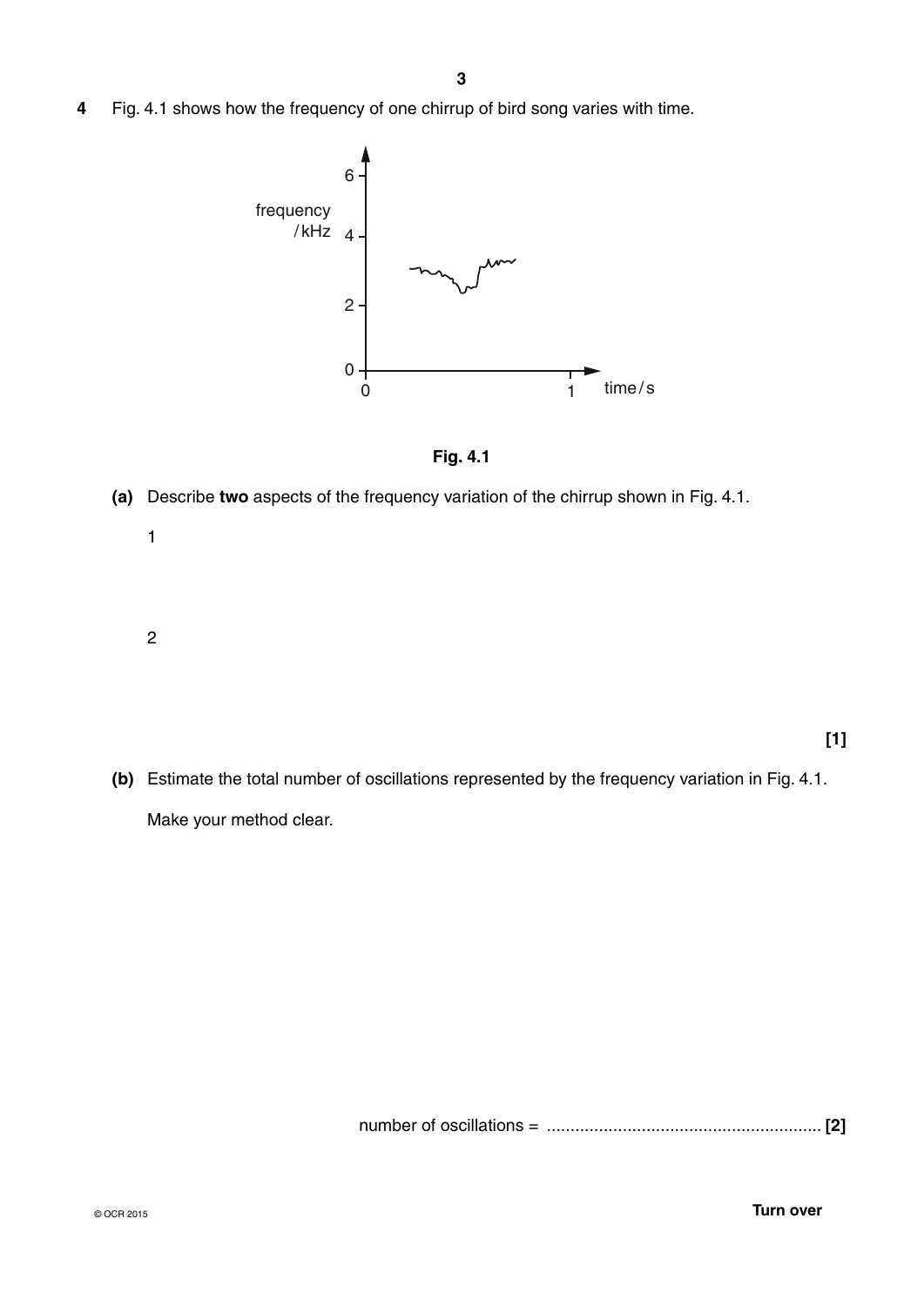4 Fig. 4.1 shows how the frequency of one chirrup of bird song varies with time.

**Fig. 4.1**

**(a)** Describe **two** aspects of the frequency variation of the chirrup shown in Fig. 4.1.

1

2

**[1]**

**(b)** Estimate the total number of oscillations represented by the frequency variation in Fig. 4.1.

Make your method clear.

number of oscillations = ......................................................... **[2]**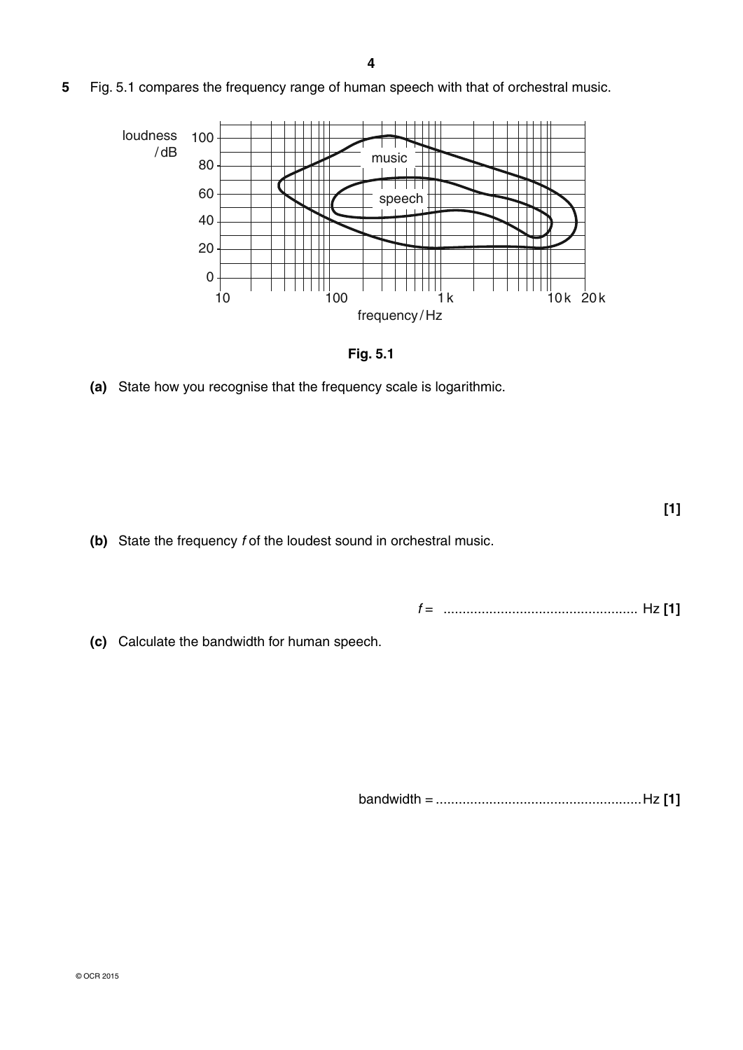**5** Fig. 5.1 compares the frequency range of human speech with that of orchestral music.

**Fig. 5.1**

**(a)** State how you recognise that the frequency scale is logarithmic.

**[1]**

**(b)** State the frequency $f$ of the loudest sound in orchestral music.

$f$ = .................................................... Hz **[1]**

**(c)** Calculate the bandwidth for human speech.

bandwidth = ...................................................... Hz **[1]**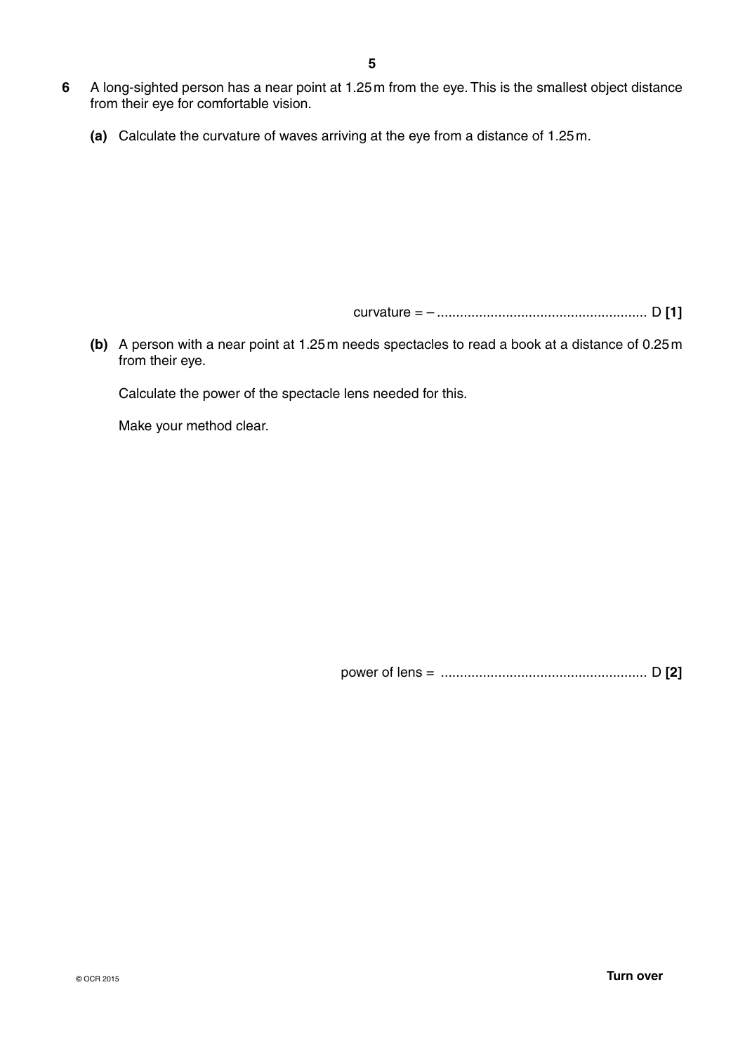**6** A long-sighted person has a near point at 1.25 m from the eye. This is the smallest object distance from their eye for comfortable vision.

**(a)** Calculate the curvature of waves arriving at the eye from a distance of 1.25 m.

curvature = – ...................................................... D **[1]**

**(b)** A person with a near point at 1.25 m needs spectacles to read a book at a distance of 0.25 m from their eye.

Calculate the power of the spectacle lens needed for this.

Make your method clear.

power of lens = ...................................................... D **[2]**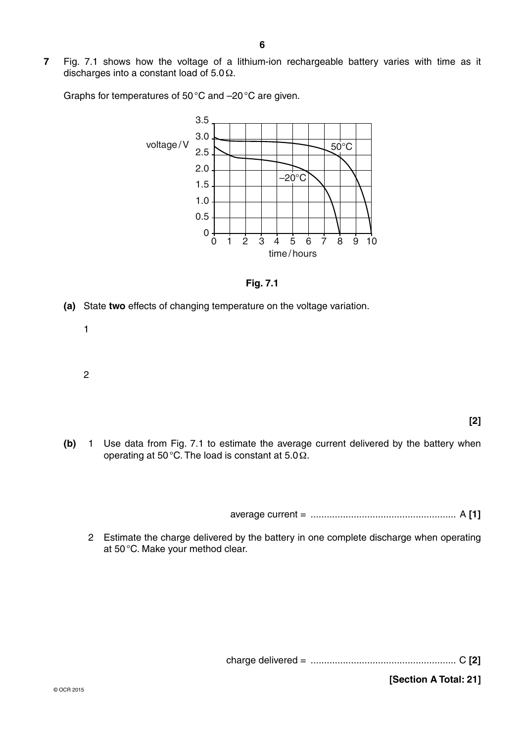**7** Fig. 7.1 shows how the voltage of a lithium-ion rechargeable battery varies with time as it discharges into a constant load of 5.0 Ω.

Graphs for temperatures of 50 °C and –20 °C are given.

**Fig. 7.1**

**(a)** State **two** effects of changing temperature on the voltage variation.

1

2

**[2]**

**(b)** 1 Use data from Fig. 7.1 to estimate the average current delivered by the battery when operating at 50 °C. The load is constant at 5.0 Ω.

average current = ..................................................... A **[1]**

2 Estimate the charge delivered by the battery in one complete discharge when operating at 50 °C. Make your method clear.

charge delivered = ..................................................... C **[2]**

**[Section A Total: 21]**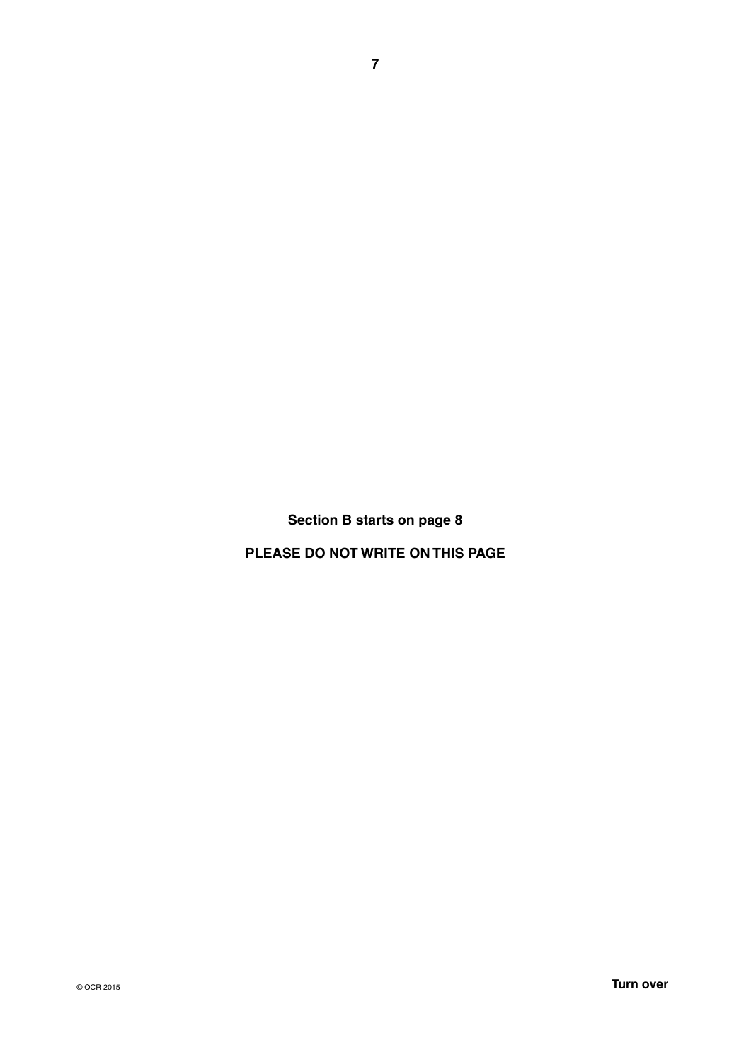**Section B starts on page 8**

**PLEASE DO NOT WRITE ON THIS PAGE**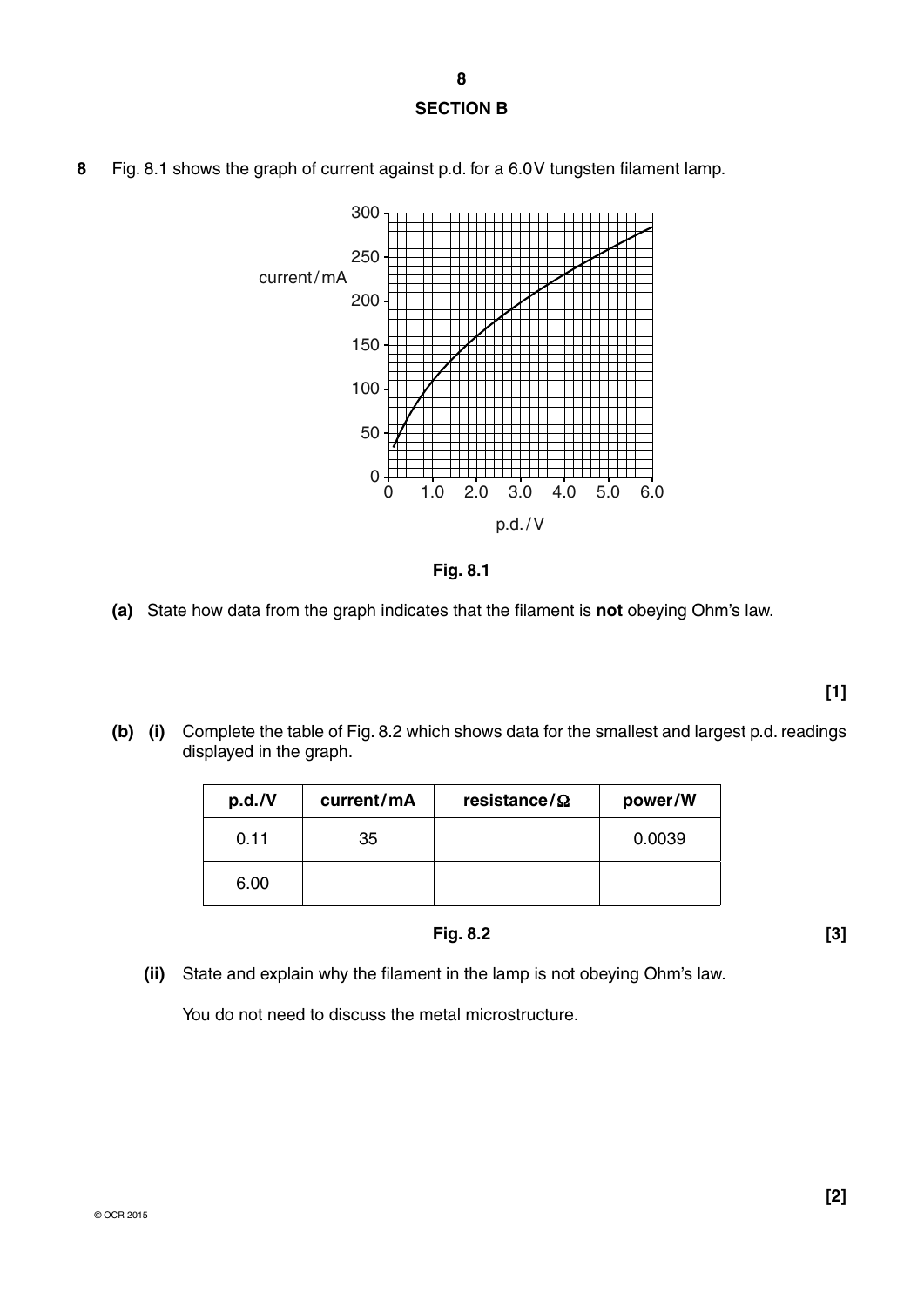## SECTION B

**8** Fig. 8.1 shows the graph of current against p.d. for a 6.0 V tungsten filament lamp.

**Fig. 8.1**

**(a)** State how data from the graph indicates that the filament is **not** obeying Ohm's law.

**[1]**

**(b) (i)** Complete the table of Fig. 8.2 which shows data for the smallest and largest p.d. readings displayed in the graph.

| p.d./V | current/mA | resistance/Ω | power/W |
|---|---|---|---|
| 0.11 | 35 | | 0.0039 |
| 6.00 | | | |

**Fig. 8.2** **[3]**

**(ii)** State and explain why the filament in the lamp is not obeying Ohm's law.

You do not need to discuss the metal microstructure.

**[2]**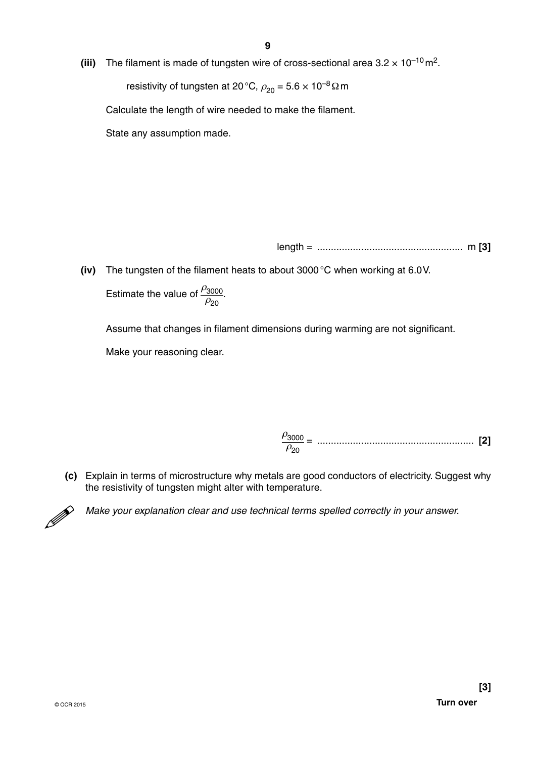**(iii)** The filament is made of tungsten wire of cross-sectional area $3.2 \times 10^{-10}\,\text{m}^2$.

resistivity of tungsten at 20 °C, $\rho_{20} = 5.6 \times 10^{-8}\,\Omega\,\text{m}$

Calculate the length of wire needed to make the filament.

State any assumption made.

length = ..................................................... m **[3]**

**(iv)** The tungsten of the filament heats to about 3000 °C when working at 6.0 V.

Estimate the value of $\dfrac{\rho_{3000}}{\rho_{20}}$.

Assume that changes in filament dimensions during warming are not significant.

Make your reasoning clear.

$\dfrac{\rho_{3000}}{\rho_{20}}$ = ......................................................... **[2]**

**(c)** Explain in terms of microstructure why metals are good conductors of electricity. Suggest why the resistivity of tungsten might alter with temperature.

*Make your explanation clear and use technical terms spelled correctly in your answer.*

**[3]**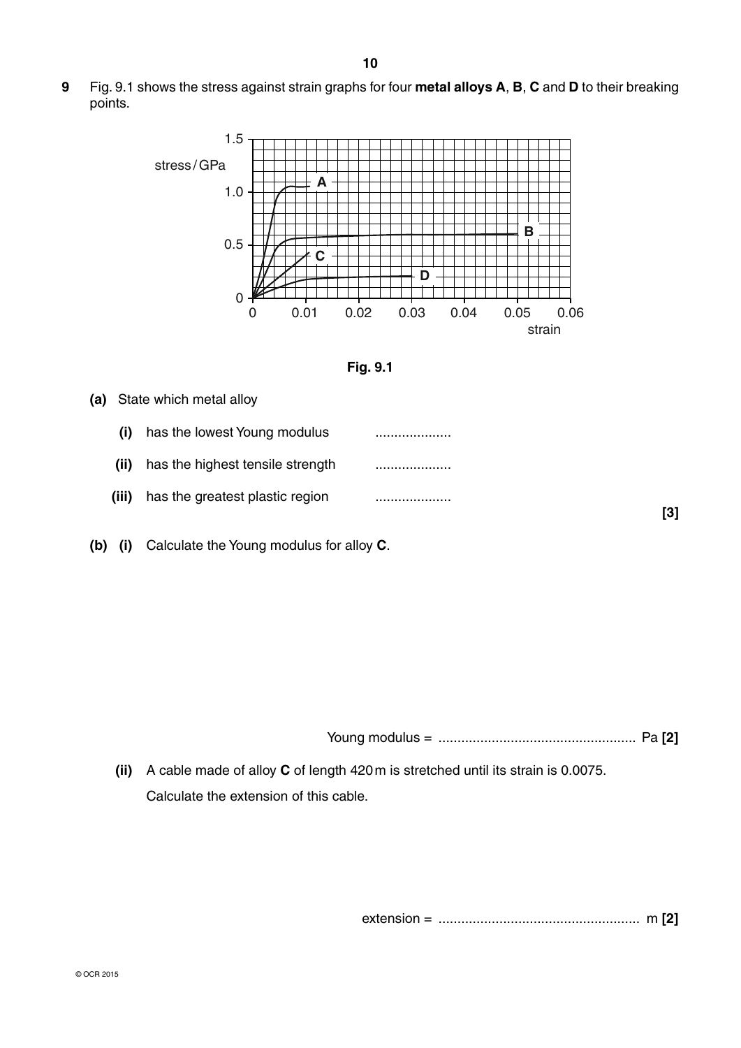**9** Fig. 9.1 shows the stress against strain graphs for four **metal alloys A**, **B**, **C** and **D** to their breaking points.

**Fig. 9.1**

**(a)** State which metal alloy

**(i)** has the lowest Young modulus ....................

**(ii)** has the highest tensile strength ....................

**(iii)** has the greatest plastic region ....................

**[3]**

**(b) (i)** Calculate the Young modulus for alloy **C**.

Young modulus = .................................................... Pa **[2]**

**(ii)** A cable made of alloy **C** of length 420 m is stretched until its strain is 0.0075.

Calculate the extension of this cable.

extension = .................................................... m **[2]**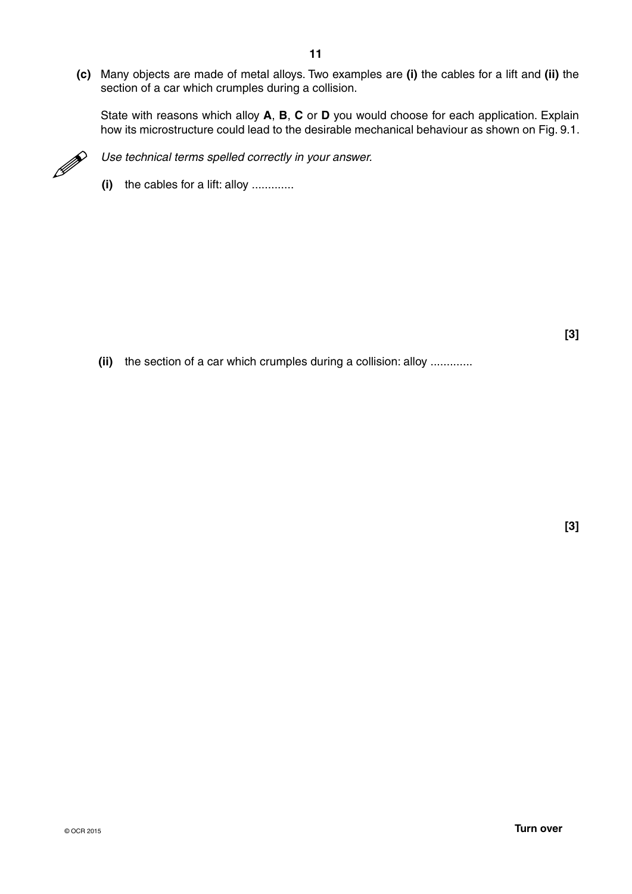**(c)** Many objects are made of metal alloys. Two examples are **(i)** the cables for a lift and **(ii)** the section of a car which crumples during a collision.

State with reasons which alloy **A**, **B**, **C** or **D** you would choose for each application. Explain how its microstructure could lead to the desirable mechanical behaviour as shown on Fig. 9.1.

*Use technical terms spelled correctly in your answer.*

**(i)** the cables for a lift: alloy .............

**[3]**

**(ii)** the section of a car which crumples during a collision: alloy .............

**[3]**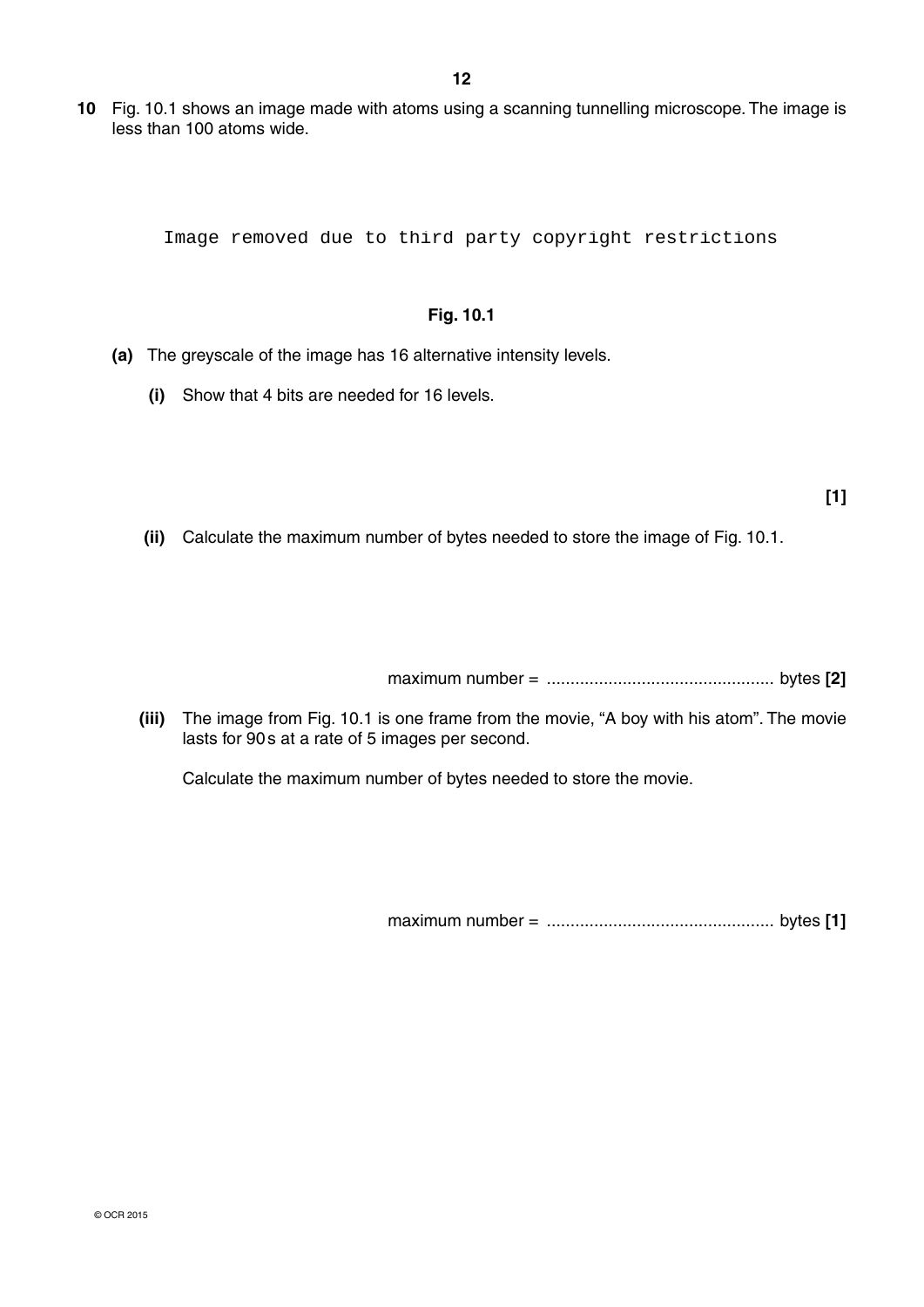**10** Fig. 10.1 shows an image made with atoms using a scanning tunnelling microscope. The image is less than 100 atoms wide.

Image removed due to third party copyright restrictions

**Fig. 10.1**

**(a)** The greyscale of the image has 16 alternative intensity levels.

**(i)** Show that 4 bits are needed for 16 levels.

**[1]**

**(ii)** Calculate the maximum number of bytes needed to store the image of Fig. 10.1.

maximum number = ................................................ bytes **[2]**

**(iii)** The image from Fig. 10.1 is one frame from the movie, "A boy with his atom". The movie lasts for 90 s at a rate of 5 images per second.

Calculate the maximum number of bytes needed to store the movie.

maximum number = ................................................ bytes **[1]**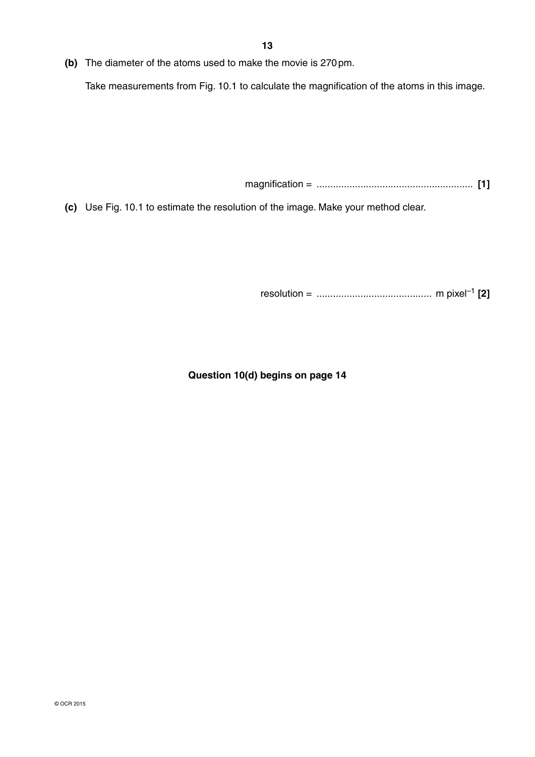**(b)** The diameter of the atoms used to make the movie is 270 pm.

Take measurements from Fig. 10.1 to calculate the magnification of the atoms in this image.

magnification = ........................................................ **[1]**

**(c)** Use Fig. 10.1 to estimate the resolution of the image. Make your method clear.

resolution = .......................................... m pixel$^{-1}$ **[2]**

**Question 10(d) begins on page 14**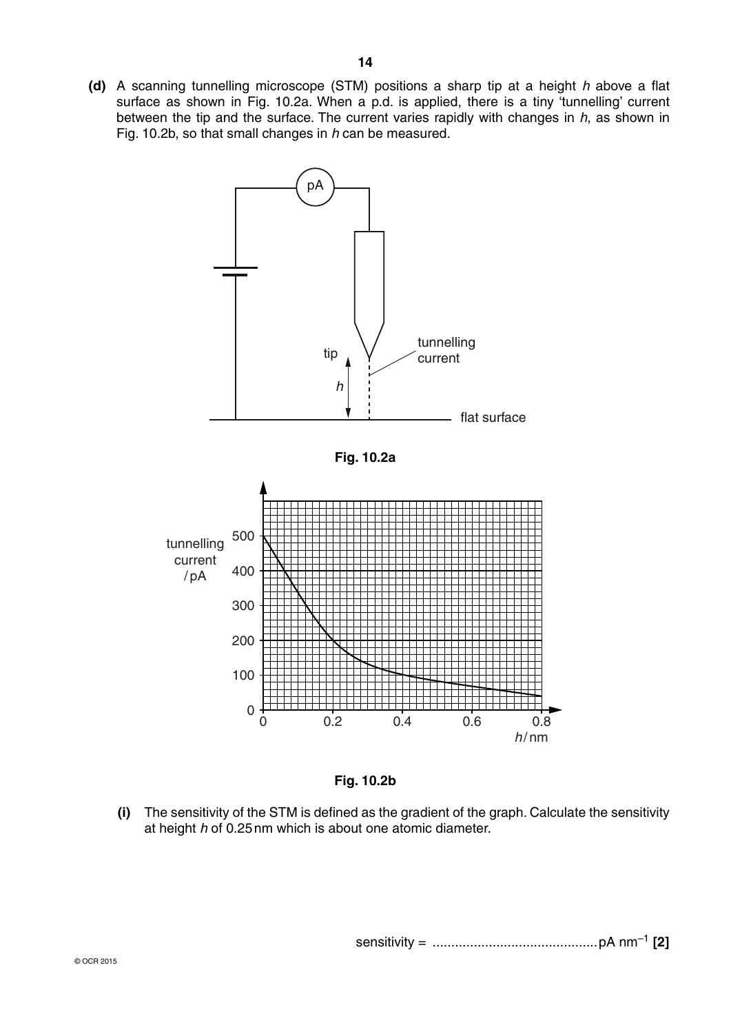**(d)** A scanning tunnelling microscope (STM) positions a sharp tip at a height $h$ above a flat surface as shown in Fig. 10.2a. When a p.d. is applied, there is a tiny 'tunnelling' current between the tip and the surface. The current varies rapidly with changes in $h$, as shown in Fig. 10.2b, so that small changes in $h$ can be measured.

Fig. 10.2a

Fig. 10.2b

**(i)** The sensitivity of the STM is defined as the gradient of the graph. Calculate the sensitivity at height $h$ of 0.25 nm which is about one atomic diameter.

sensitivity = ............................................pA $nm^{-1}$ **[2]**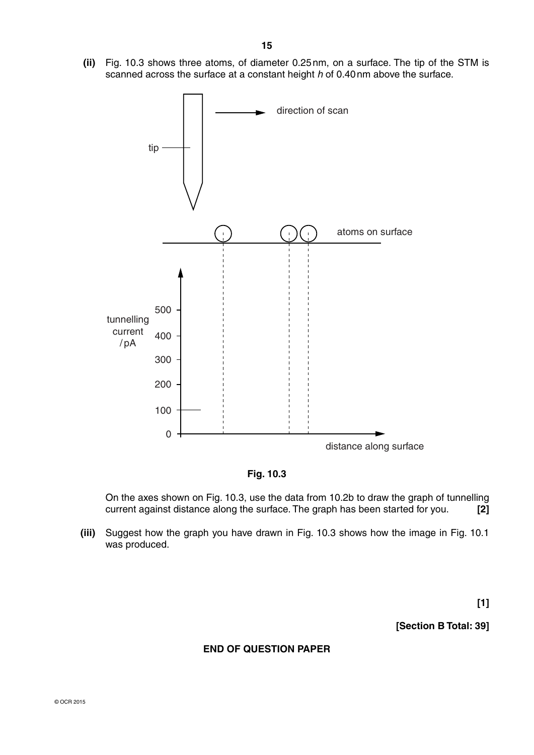**(ii)** Fig. 10.3 shows three atoms, of diameter 0.25 nm, on a surface. The tip of the STM is scanned across the surface at a constant height $h$ of 0.40 nm above the surface.

**Fig. 10.3**

On the axes shown on Fig. 10.3, use the data from 10.2b to draw the graph of tunnelling current against distance along the surface. The graph has been started for you. **[2]**

**(iii)** Suggest how the graph you have drawn in Fig. 10.3 shows how the image in Fig. 10.1 was produced.

**[1]**

**[Section B Total: 39]**

**END OF QUESTION PAPER**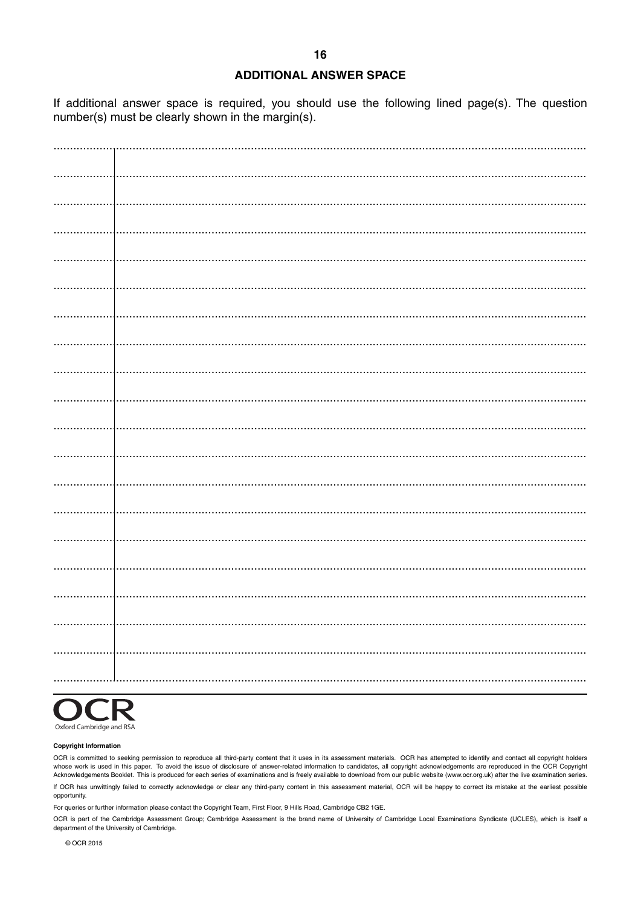## ADDITIONAL ANSWER SPACE

If additional answer space is required, you should use the following lined page(s). The question number(s) must be clearly shown in the margin(s).

OCR
Oxford Cambridge and RSA

**Copyright Information**

OCR is committed to seeking permission to reproduce all third-party content that it uses in its assessment materials. OCR has attempted to identify and contact all copyright holders whose work is used in this paper. To avoid the issue of disclosure of answer-related information to candidates, all copyright acknowledgements are reproduced in the OCR Copyright Acknowledgements Booklet. This is produced for each series of examinations and is freely available to download from our public website (www.ocr.org.uk) after the live examination series.

If OCR has unwittingly failed to correctly acknowledge or clear any third-party content in this assessment material, OCR will be happy to correct its mistake at the earliest possible opportunity.

For queries or further information please contact the Copyright Team, First Floor, 9 Hills Road, Cambridge CB2 1GE.

OCR is part of the Cambridge Assessment Group; Cambridge Assessment is the brand name of University of Cambridge Local Examinations Syndicate (UCLES), which is itself a department of the University of Cambridge.

© OCR 2015